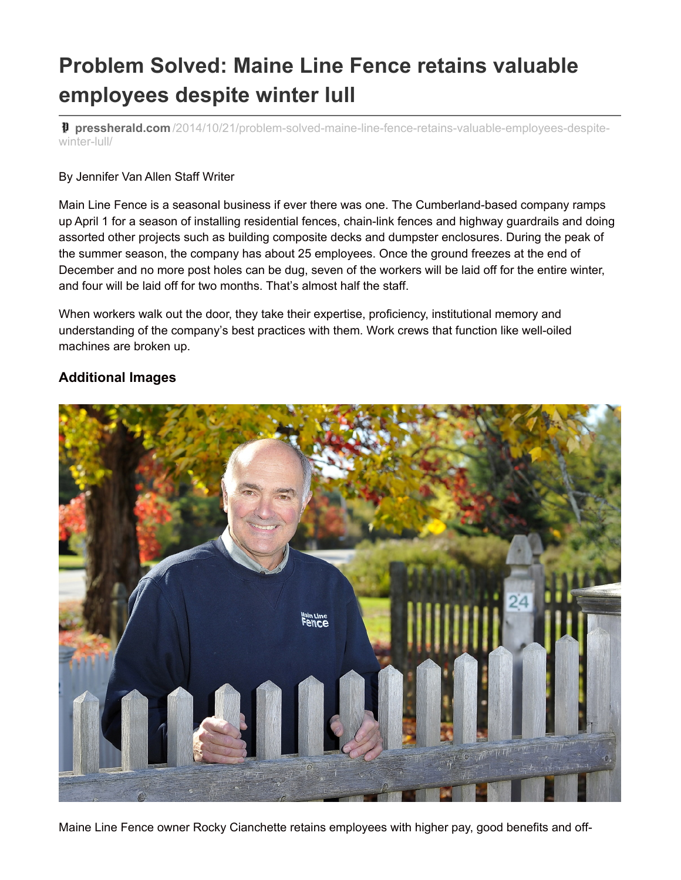# Problem Solved: Maine Line Fence retains valuable employees despite winter lull

pressherald.com/2014/10/21/problem-solved-maine-line-fence-retains-valuable-employees-despite-winter-lull/

By Jennifer Van Allen Staff Writer

Main Line Fence is a seasonal business if ever there was one. The Cumberland-based company ramps up April 1 for a season of installing residential fences, chain-link fences and highway guardrails and doing assorted other projects such as building composite decks and dumpster enclosures. During the peak of the summer season, the company has about 25 employees. Once the ground freezes at the end of December and no more post holes can be dug, seven of the workers will be laid off for the entire winter, and four will be laid off for two months. That's almost half the staff.

When workers walk out the door, they take their expertise, proficiency, institutional memory and understanding of the company's best practices with them. Work crews that function like well-oiled machines are broken up.

### Additional Images

Maine Line Fence owner Rocky Cianchette retains employees with higher pay, good benefits and off-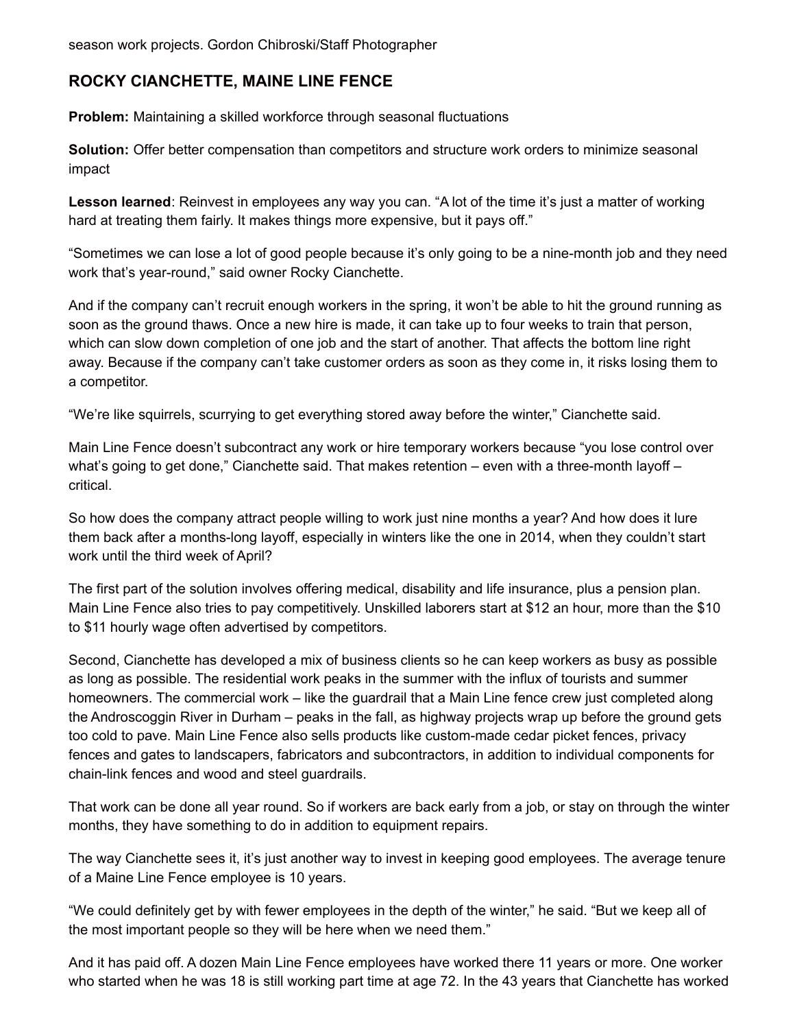season work projects. Gordon Chibroski/Staff Photographer

## ROCKY CIANCHETTE, MAINE LINE FENCE

**Problem:** Maintaining a skilled workforce through seasonal fluctuations

**Solution:** Offer better compensation than competitors and structure work orders to minimize seasonal impact

**Lesson learned**: Reinvest in employees any way you can. "A lot of the time it's just a matter of working hard at treating them fairly. It makes things more expensive, but it pays off."

"Sometimes we can lose a lot of good people because it's only going to be a nine-month job and they need work that's year-round," said owner Rocky Cianchette.

And if the company can't recruit enough workers in the spring, it won't be able to hit the ground running as soon as the ground thaws. Once a new hire is made, it can take up to four weeks to train that person, which can slow down completion of one job and the start of another. That affects the bottom line right away. Because if the company can't take customer orders as soon as they come in, it risks losing them to a competitor.

"We're like squirrels, scurrying to get everything stored away before the winter," Cianchette said.

Main Line Fence doesn't subcontract any work or hire temporary workers because "you lose control over what's going to get done," Cianchette said. That makes retention – even with a three-month layoff – critical.

So how does the company attract people willing to work just nine months a year? And how does it lure them back after a months-long layoff, especially in winters like the one in 2014, when they couldn't start work until the third week of April?

The first part of the solution involves offering medical, disability and life insurance, plus a pension plan. Main Line Fence also tries to pay competitively. Unskilled laborers start at $12 an hour, more than the $10 to $11 hourly wage often advertised by competitors.

Second, Cianchette has developed a mix of business clients so he can keep workers as busy as possible as long as possible. The residential work peaks in the summer with the influx of tourists and summer homeowners. The commercial work – like the guardrail that a Main Line fence crew just completed along the Androscoggin River in Durham – peaks in the fall, as highway projects wrap up before the ground gets too cold to pave. Main Line Fence also sells products like custom-made cedar picket fences, privacy fences and gates to landscapers, fabricators and subcontractors, in addition to individual components for chain-link fences and wood and steel guardrails.

That work can be done all year round. So if workers are back early from a job, or stay on through the winter months, they have something to do in addition to equipment repairs.

The way Cianchette sees it, it's just another way to invest in keeping good employees. The average tenure of a Maine Line Fence employee is 10 years.

"We could definitely get by with fewer employees in the depth of the winter," he said. "But we keep all of the most important people so they will be here when we need them."

And it has paid off. A dozen Main Line Fence employees have worked there 11 years or more. One worker who started when he was 18 is still working part time at age 72. In the 43 years that Cianchette has worked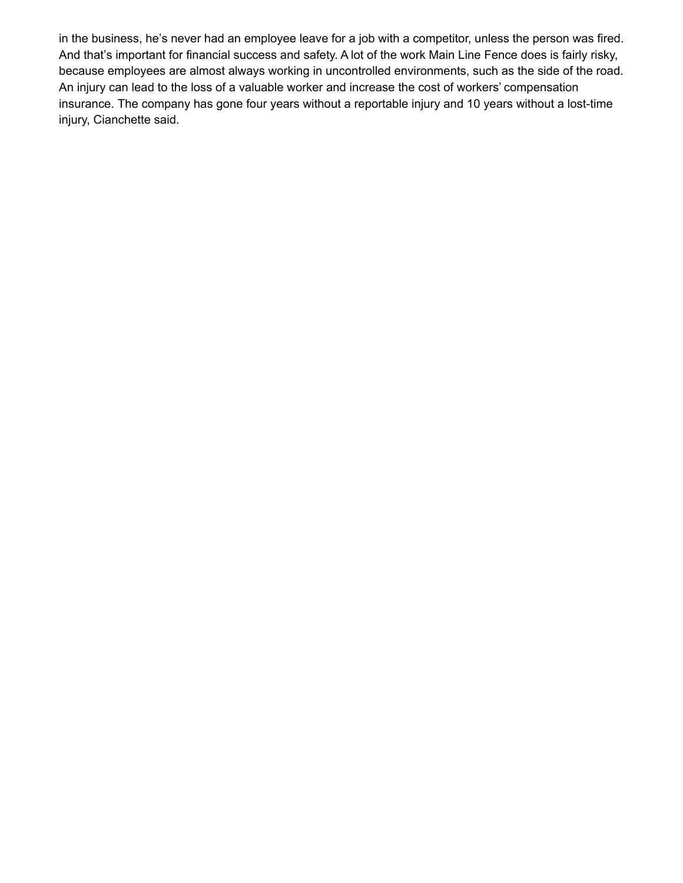in the business, he's never had an employee leave for a job with a competitor, unless the person was fired. And that's important for financial success and safety. A lot of the work Main Line Fence does is fairly risky, because employees are almost always working in uncontrolled environments, such as the side of the road. An injury can lead to the loss of a valuable worker and increase the cost of workers' compensation insurance. The company has gone four years without a reportable injury and 10 years without a lost-time injury, Cianchette said.